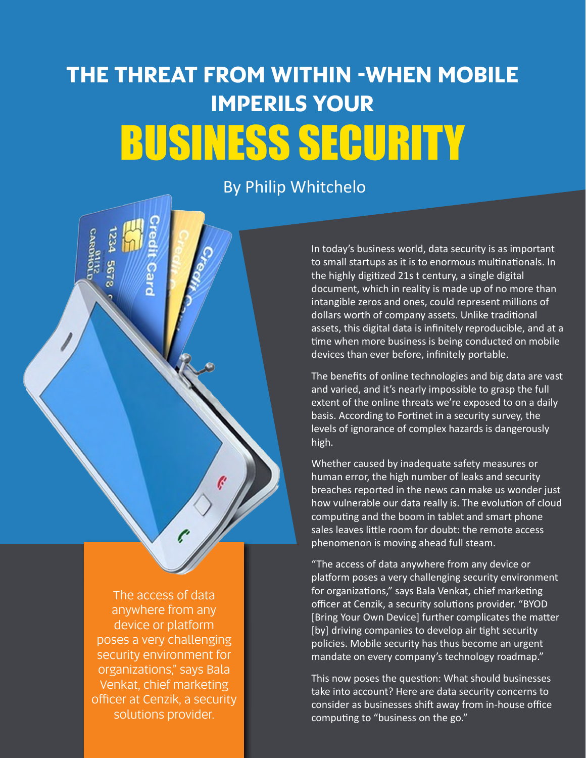# THE THREAT FROM WITHIN -WHEN MOBILE IMPERILS YOUR BUSINESS SECURITY

By Philip Whitchelo

In today's business world, data security is as important to small startups as it is to enormous multinationals. In the highly digitized 21s t century, a single digital document, which in reality is made up of no more than intangible zeros and ones, could represent millions of dollars worth of company assets. Unlike traditional assets, this digital data is infinitely reproducible, and at a time when more business is being conducted on mobile devices than ever before, infinitely portable.

The benefits of online technologies and big data are vast and varied, and it's nearly impossible to grasp the full extent of the online threats we're exposed to on a daily basis. According to Fortinet in a security survey, the levels of ignorance of complex hazards is dangerously high.

Whether caused by inadequate safety measures or human error, the high number of leaks and security breaches reported in the news can make us wonder just how vulnerable our data really is. The evolution of cloud computing and the boom in tablet and smart phone sales leaves little room for doubt: the remote access phenomenon is moving ahead full steam.

"The access of data anywhere from any device or platform poses a very challenging security environment for organizations," says Bala Venkat, chief marketing officer at Cenzik, a security solutions provider. "BYOD [Bring Your Own Device] further complicates the matter [by] driving companies to develop air tight security policies. Mobile security has thus become an urgent mandate on every company's technology roadmap."

This now poses the question: What should businesses take into account? Here are data security concerns to consider as businesses shift away from in-house office computing to "business on the go."

> The access of data anywhere from any device or platform poses a very challenging security environment for organizations," says Bala Venkat, chief marketing officer at Cenzik, a security solutions provider.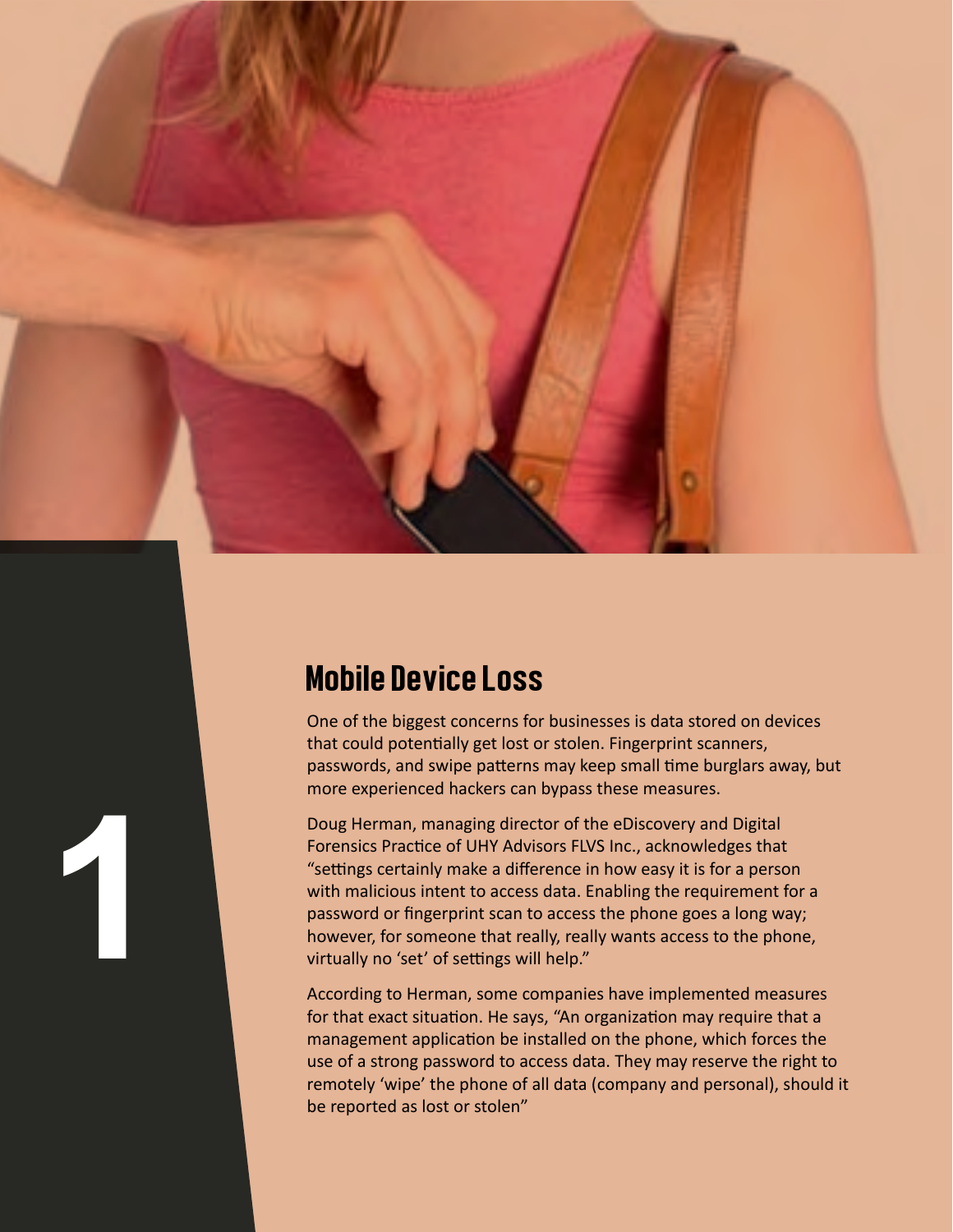# 1

## Mobile Device Loss

One of the biggest concerns for businesses is data stored on devices that could potentially get lost or stolen. Fingerprint scanners, passwords, and swipe patterns may keep small time burglars away, but more experienced hackers can bypass these measures.

Doug Herman, managing director of the eDiscovery and Digital Forensics Practice of UHY Advisors FLVS Inc., acknowledges that "settings certainly make a difference in how easy it is for a person with malicious intent to access data. Enabling the requirement for a password or fingerprint scan to access the phone goes a long way; however, for someone that really, really wants access to the phone, virtually no 'set' of settings will help."

According to Herman, some companies have implemented measures for that exact situation. He says, "An organization may require that a management application be installed on the phone, which forces the use of a strong password to access data. They may reserve the right to remotely 'wipe' the phone of all data (company and personal), should it be reported as lost or stolen"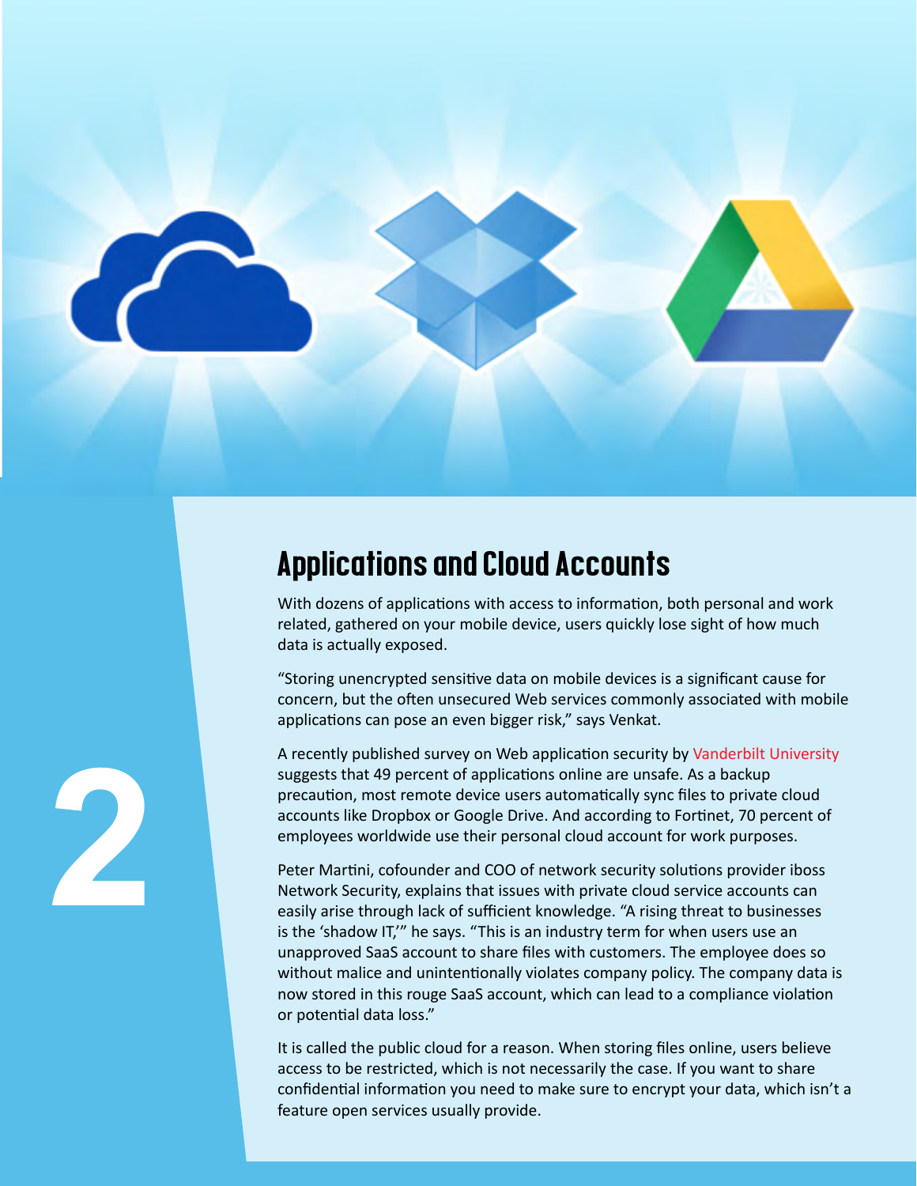## 2

## Applications and Cloud Accounts

With dozens of applications with access to information, both personal and work related, gathered on your mobile device, users quickly lose sight of how much data is actually exposed.

"Storing unencrypted sensitive data on mobile devices is a significant cause for concern, but the often unsecured Web services commonly associated with mobile applications can pose an even bigger risk," says Venkat.

A recently published survey on Web application security by Vanderbilt University suggests that 49 percent of applications online are unsafe. As a backup precaution, most remote device users automatically sync files to private cloud accounts like Dropbox or Google Drive. And according to Fortinet, 70 percent of employees worldwide use their personal cloud account for work purposes.

Peter Martini, cofounder and COO of network security solutions provider iboss Network Security, explains that issues with private cloud service accounts can easily arise through lack of sufficient knowledge. "A rising threat to businesses is the 'shadow IT,'" he says. "This is an industry term for when users use an unapproved SaaS account to share files with customers. The employee does so without malice and unintentionally violates company policy. The company data is now stored in this rouge SaaS account, which can lead to a compliance violation or potential data loss."

It is called the public cloud for a reason. When storing files online, users believe access to be restricted, which is not necessarily the case. If you want to share confidential information you need to make sure to encrypt your data, which isn't a feature open services usually provide.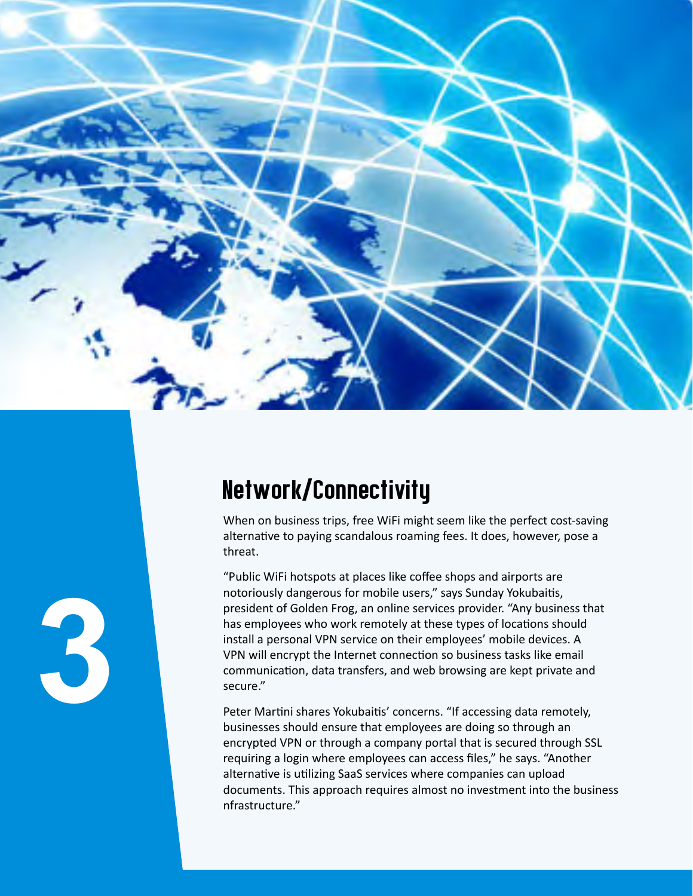3

## Network/Connectivity

When on business trips, free WiFi might seem like the perfect cost-saving alternative to paying scandalous roaming fees. It does, however, pose a threat.

"Public WiFi hotspots at places like coffee shops and airports are notoriously dangerous for mobile users," says Sunday Yokubaitis, president of Golden Frog, an online services provider. "Any business that has employees who work remotely at these types of locations should install a personal VPN service on their employees' mobile devices. A VPN will encrypt the Internet connection so business tasks like email communication, data transfers, and web browsing are kept private and secure."

Peter Martini shares Yokubaitis' concerns. "If accessing data remotely, businesses should ensure that employees are doing so through an encrypted VPN or through a company portal that is secured through SSL requiring a login where employees can access files," he says. "Another alternative is utilizing SaaS services where companies can upload documents. This approach requires almost no investment into the business nfrastructure."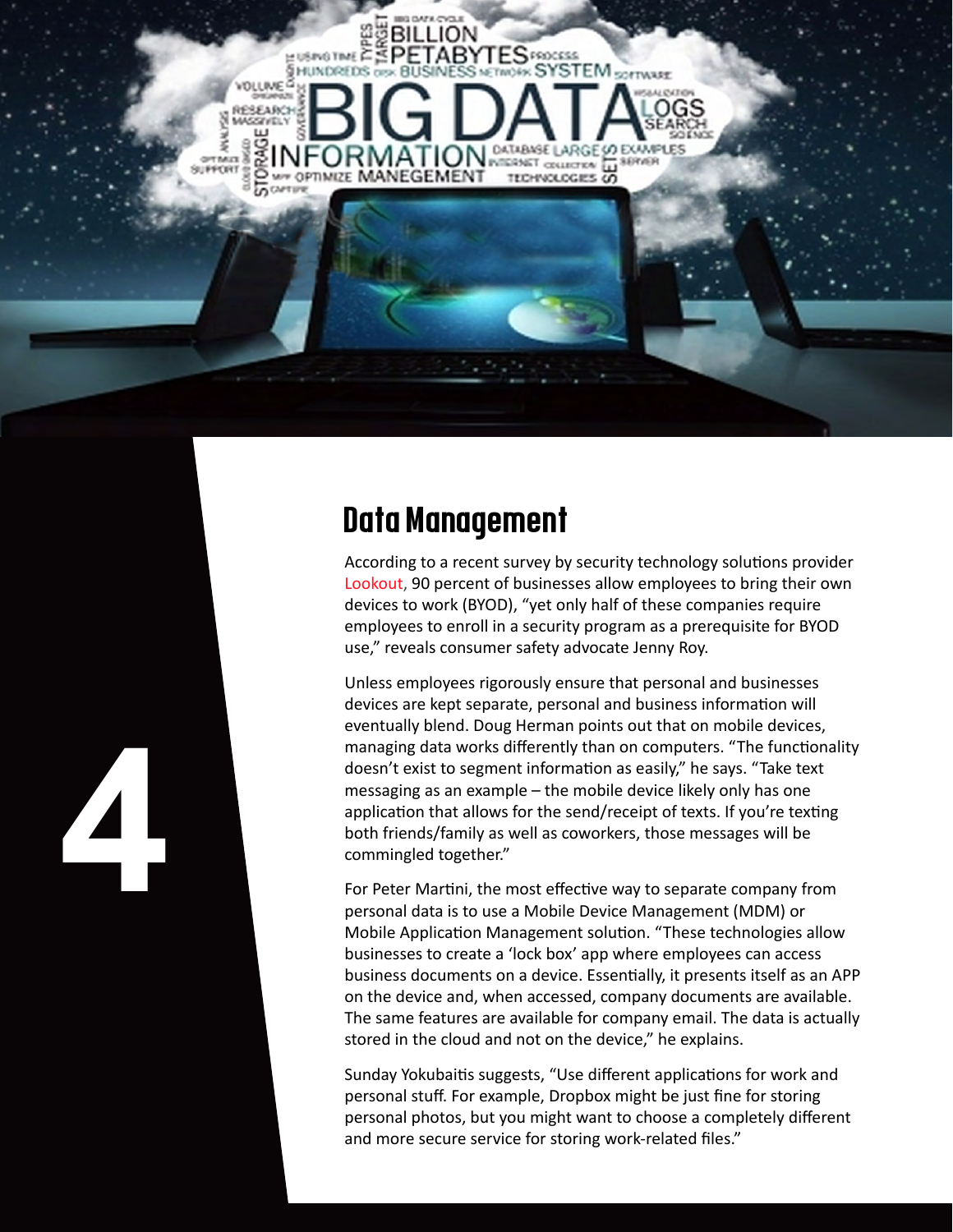4

## Data Management

According to a recent survey by security technology solutions provider Lookout, 90 percent of businesses allow employees to bring their own devices to work (BYOD), "yet only half of these companies require employees to enroll in a security program as a prerequisite for BYOD use," reveals consumer safety advocate Jenny Roy.

Unless employees rigorously ensure that personal and businesses devices are kept separate, personal and business information will eventually blend. Doug Herman points out that on mobile devices, managing data works differently than on computers. "The functionality doesn't exist to segment information as easily," he says. "Take text messaging as an example – the mobile device likely only has one application that allows for the send/receipt of texts. If you're texting both friends/family as well as coworkers, those messages will be commingled together."

For Peter Martini, the most effective way to separate company from personal data is to use a Mobile Device Management (MDM) or Mobile Application Management solution. "These technologies allow businesses to create a 'lock box' app where employees can access business documents on a device. Essentially, it presents itself as an APP on the device and, when accessed, company documents are available. The same features are available for company email. The data is actually stored in the cloud and not on the device," he explains.

Sunday Yokubaitis suggests, "Use different applications for work and personal stuff. For example, Dropbox might be just fine for storing personal photos, but you might want to choose a completely different and more secure service for storing work-related files."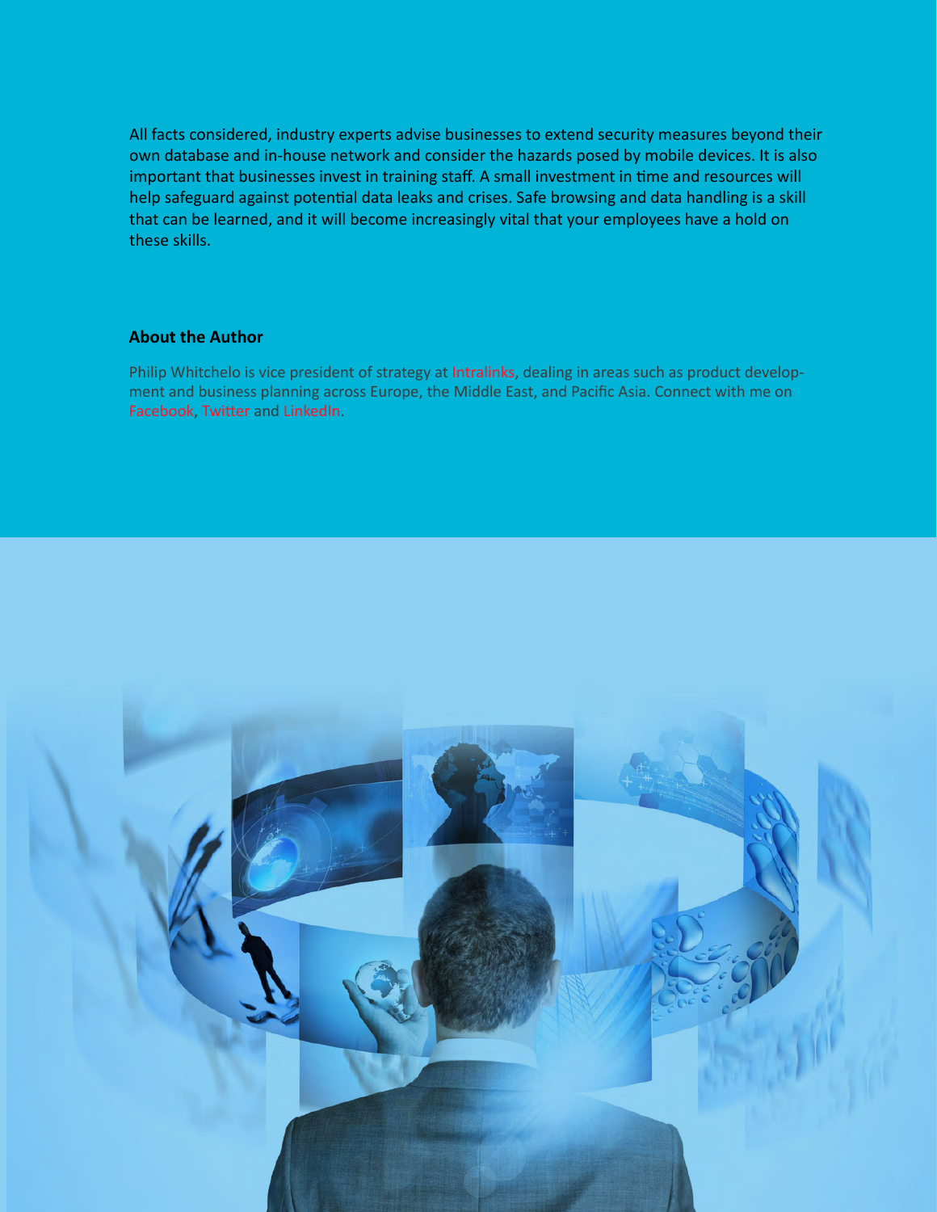All facts considered, industry experts advise businesses to extend security measures beyond their own database and in-house network and consider the hazards posed by mobile devices. It is also important that businesses invest in training staff. A small investment in time and resources will help safeguard against potential data leaks and crises. Safe browsing and data handling is a skill that can be learned, and it will become increasingly vital that your employees have a hold on these skills.

**About the Author**

Philip Whitchelo is vice president of strategy at Intralinks, dealing in areas such as product development and business planning across Europe, the Middle East, and Pacific Asia. Connect with me on Facebook, Twitter and LinkedIn.